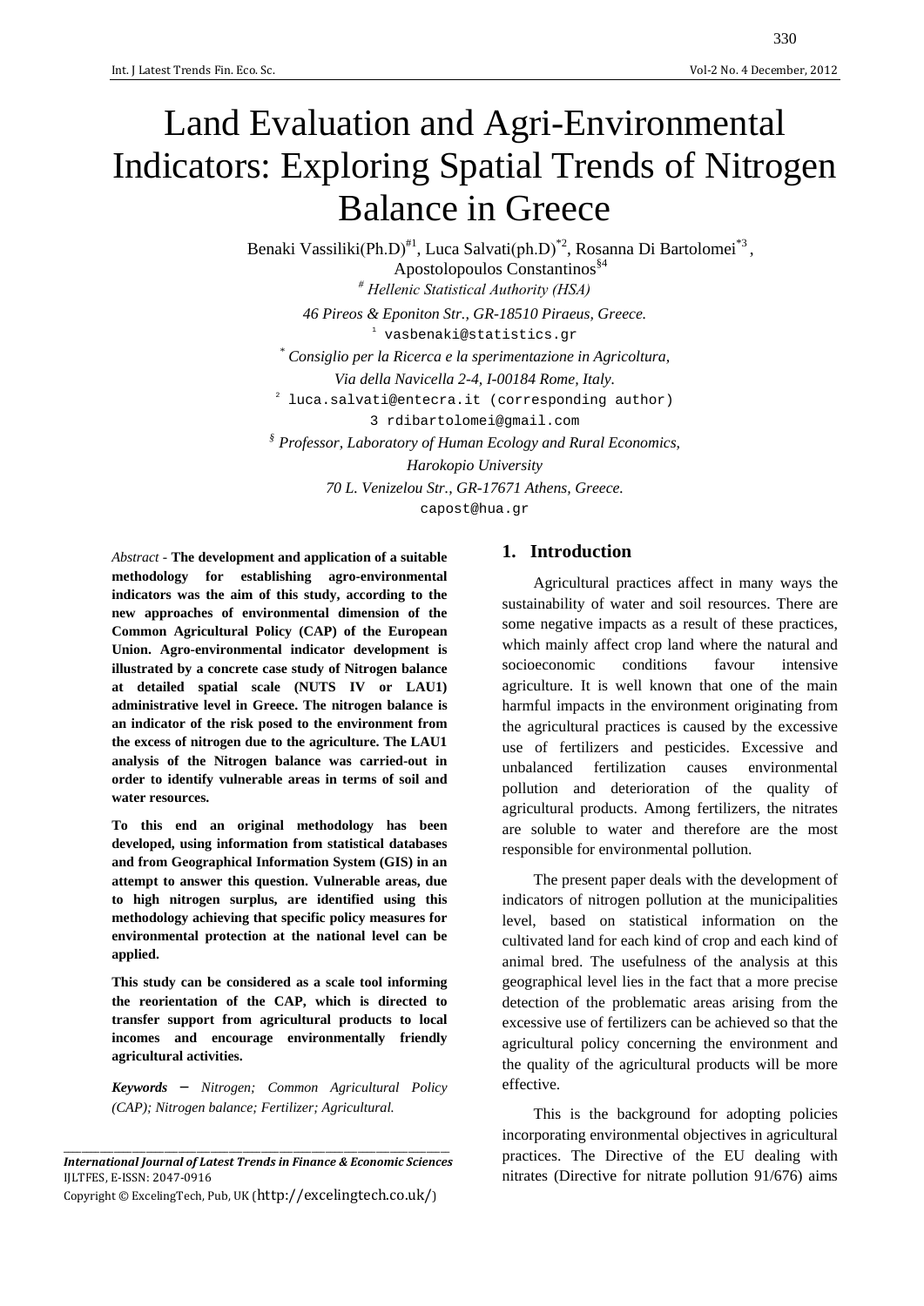# Land Evaluation and Agri-Environmental Indicators: Exploring Spatial Trends of Nitrogen Balance in Greece

Benaki Vassiliki(Ph.D)[#1], Luca Salvati(ph.D)[*2], Rosanna Di Bartolomei[*3], Apostolopoulos Constantinos[§4]

[#] *Hellenic Statistical Authority (HSA)*

*46 Pireos & Eponiton Str., GR-18510 Piraeus, Greece.*

[1] vasbenaki@statistics.gr

[*] *Consiglio per la Ricerca e la sperimentazione in Agricoltura,*

*Via della Navicella 2-4, I-00184 Rome, Italy.*

[2] luca.salvati@entecra.it (corresponding author)

3 rdibartolomei@gmail.com

[§] *Professor, Laboratory of Human Ecology and Rural Economics,*

*Harokopio University*

*70 L. Venizelou Str., GR-17671 Athens, Greece.*

capost@hua.gr

*Abstract* - **The development and application of a suitable methodology for establishing agro-environmental indicators was the aim of this study, according to the new approaches of environmental dimension of the Common Agricultural Policy (CAP) of the European Union. Agro-environmental indicator development is illustrated by a concrete case study of Nitrogen balance at detailed spatial scale (NUTS IV or LAU1) administrative level in Greece. The nitrogen balance is an indicator of the risk posed to the environment from the excess of nitrogen due to the agriculture. The LAU1 analysis of the Nitrogen balance was carried-out in order to identify vulnerable areas in terms of soil and water resources.**

**To this end an original methodology has been developed, using information from statistical databases and from Geographical Information System (GIS) in an attempt to answer this question. Vulnerable areas, due to high nitrogen surplus, are identified using this methodology achieving that specific policy measures for environmental protection at the national level can be applied.**

**This study can be considered as a scale tool informing the reorientation of the CAP, which is directed to transfer support from agricultural products to local incomes and encourage environmentally friendly agricultural activities.**

***Keywords*** – *Nitrogen; Common Agricultural Policy (CAP); Nitrogen balance; Fertilizer; Agricultural.*

## 1. Introduction

Agricultural practices affect in many ways the sustainability of water and soil resources. There are some negative impacts as a result of these practices, which mainly affect crop land where the natural and socioeconomic conditions favour intensive agriculture. It is well known that one of the main harmful impacts in the environment originating from the agricultural practices is caused by the excessive use of fertilizers and pesticides. Excessive and unbalanced fertilization causes environmental pollution and deterioration of the quality of agricultural products. Among fertilizers, the nitrates are soluble to water and therefore are the most responsible for environmental pollution.

The present paper deals with the development of indicators of nitrogen pollution at the municipalities level, based on statistical information on the cultivated land for each kind of crop and each kind of animal bred. The usefulness of the analysis at this geographical level lies in the fact that a more precise detection of the problematic areas arising from the excessive use of fertilizers can be achieved so that the agricultural policy concerning the environment and the quality of the agricultural products will be more effective.

This is the background for adopting policies incorporating environmental objectives in agricultural practices. The Directive of the EU dealing with nitrates (Directive for nitrate pollution 91/676) aims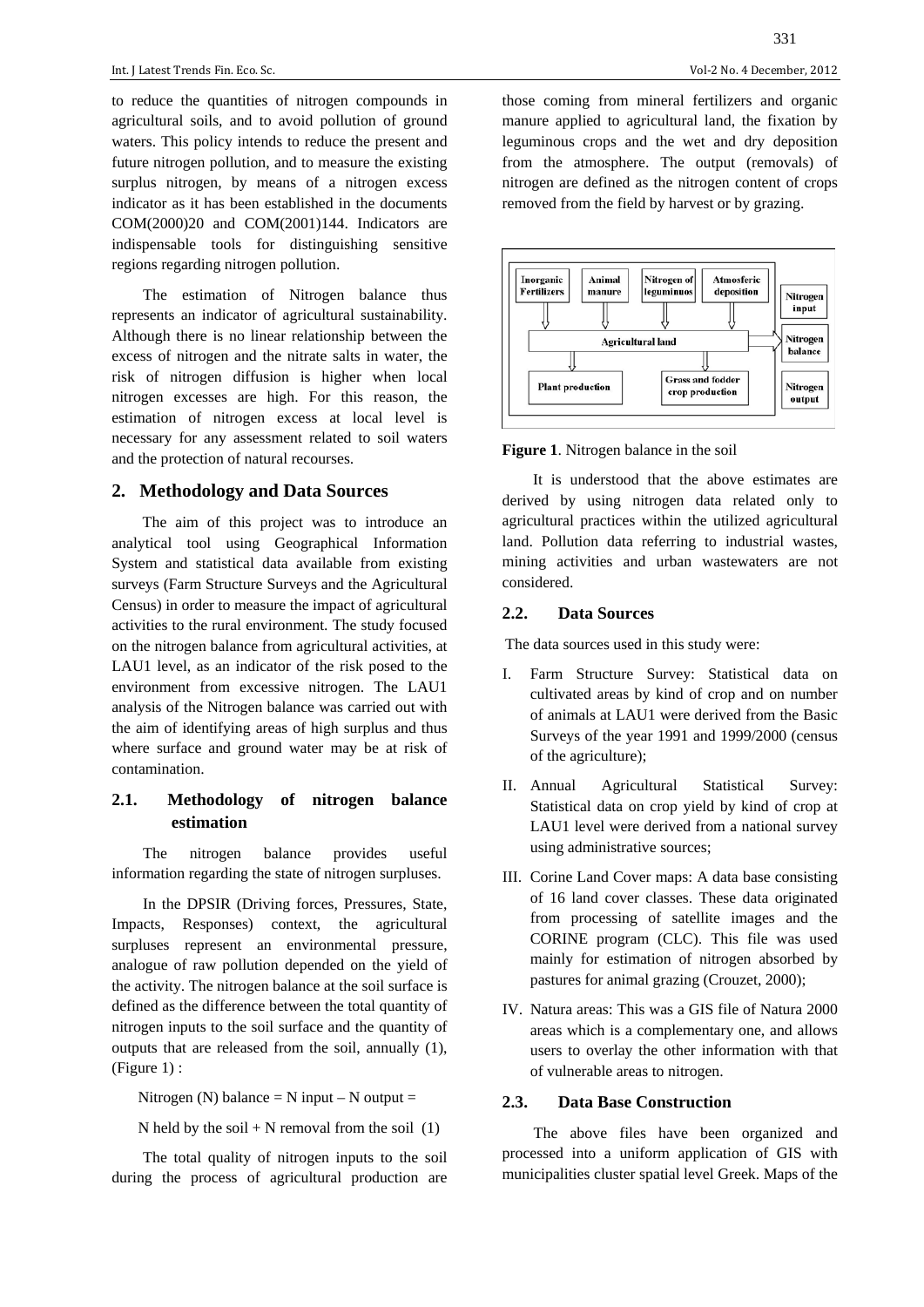to reduce the quantities of nitrogen compounds in agricultural soils, and to avoid pollution of ground waters. This policy intends to reduce the present and future nitrogen pollution, and to measure the existing surplus nitrogen, by means of a nitrogen excess indicator as it has been established in the documents COM(2000)20 and COM(2001)144. Indicators are indispensable tools for distinguishing sensitive regions regarding nitrogen pollution.

The estimation of Nitrogen balance thus represents an indicator of agricultural sustainability. Although there is no linear relationship between the excess of nitrogen and the nitrate salts in water, the risk of nitrogen diffusion is higher when local nitrogen excesses are high. For this reason, the estimation of nitrogen excess at local level is necessary for any assessment related to soil waters and the protection of natural recourses.

## 2. Methodology and Data Sources

The aim of this project was to introduce an analytical tool using Geographical Information System and statistical data available from existing surveys (Farm Structure Surveys and the Agricultural Census) in order to measure the impact of agricultural activities to the rural environment. The study focused on the nitrogen balance from agricultural activities, at LAU1 level, as an indicator of the risk posed to the environment from excessive nitrogen. The LAU1 analysis of the Nitrogen balance was carried out with the aim of identifying areas of high surplus and thus where surface and ground water may be at risk of contamination.

### 2.1. Methodology of nitrogen balance estimation

The nitrogen balance provides useful information regarding the state of nitrogen surpluses.

In the DPSIR (Driving forces, Pressures, State, Impacts, Responses) context, the agricultural surpluses represent an environmental pressure, analogue of raw pollution depended on the yield of the activity. The nitrogen balance at the soil surface is defined as the difference between the total quantity of nitrogen inputs to the soil surface and the quantity of outputs that are released from the soil, annually (1), (Figure 1) :

Nitrogen (N) balance = N input – N output =

N held by the soil + N removal from the soil (1)

The total quality of nitrogen inputs to the soil during the process of agricultural production are those coming from mineral fertilizers and organic manure applied to agricultural land, the fixation by leguminous crops and the wet and dry deposition from the atmosphere. The output (removals) of nitrogen are defined as the nitrogen content of crops removed from the field by harvest or by grazing.

| Inorganic Fertilizers | Animal manure | Nitrogen of leguminuos | Atmosferic deposition | Nitrogen input |
|---|---|---|---|---|
| Agricultural land | | | | Nitrogen balance |
| Plant production | | Grass and fodder crop production | | Nitrogen output |

**Figure 1**. Nitrogen balance in the soil

It is understood that the above estimates are derived by using nitrogen data related only to agricultural practices within the utilized agricultural land. Pollution data referring to industrial wastes, mining activities and urban wastewaters are not considered.

### 2.2. Data Sources

The data sources used in this study were:

I. Farm Structure Survey: Statistical data on cultivated areas by kind of crop and on number of animals at LAU1 were derived from the Basic Surveys of the year 1991 and 1999/2000 (census of the agriculture);

II. Annual Agricultural Statistical Survey: Statistical data on crop yield by kind of crop at LAU1 level were derived from a national survey using administrative sources;

III. Corine Land Cover maps: A data base consisting of 16 land cover classes. These data originated from processing of satellite images and the CORINE program (CLC). This file was used mainly for estimation of nitrogen absorbed by pastures for animal grazing (Crouzet, 2000);

IV. Natura areas: This was a GIS file of Natura 2000 areas which is a complementary one, and allows users to overlay the other information with that of vulnerable areas to nitrogen.

### 2.3. Data Base Construction

The above files have been organized and processed into a uniform application of GIS with municipalities cluster spatial level Greek. Maps of the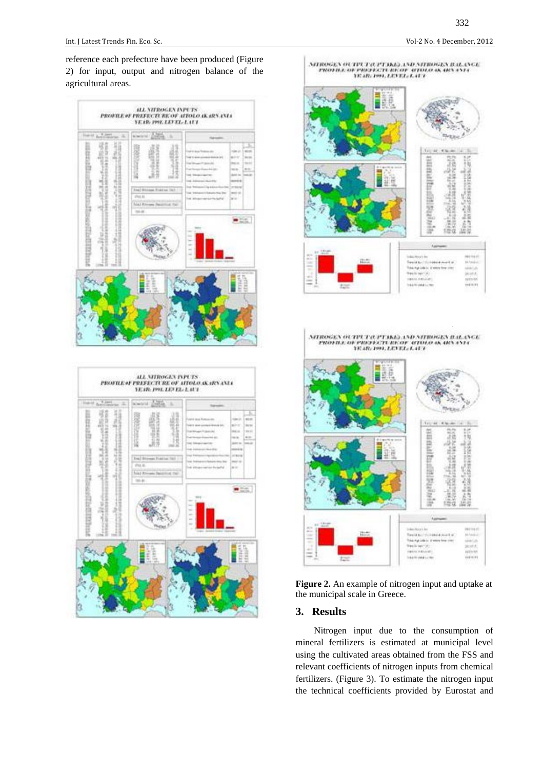reference each prefecture have been produced (Figure 2) for input, output and nitrogen balance of the agricultural areas.

**Figure 2.** An example of nitrogen input and uptake at the municipal scale in Greece.

## 3. Results

Nitrogen input due to the consumption of mineral fertilizers is estimated at municipal level using the cultivated areas obtained from the FSS and relevant coefficients of nitrogen inputs from chemical fertilizers. (Figure 3). To estimate the nitrogen input the technical coefficients provided by Eurostat and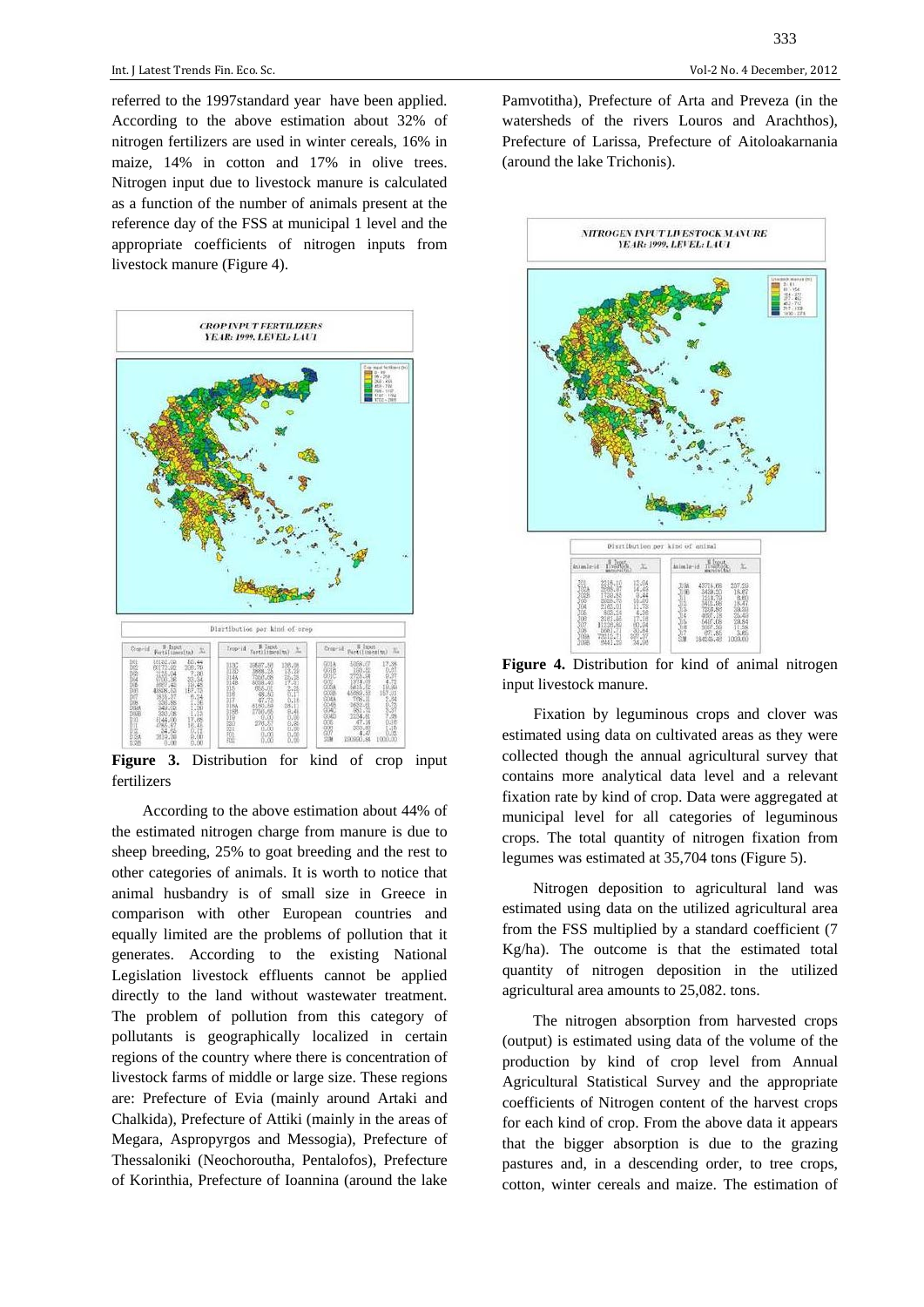referred to the 1997standard year have been applied. According to the above estimation about 32% of nitrogen fertilizers are used in winter cereals, 16% in maize, 14% in cotton and 17% in olive trees. Nitrogen input due to livestock manure is calculated as a function of the number of animals present at the reference day of the FSS at municipal 1 level and the appropriate coefficients of nitrogen inputs from livestock manure (Figure 4).

**Figure 3.** Distribution for kind of crop input fertilizers

According to the above estimation about 44% of the estimated nitrogen charge from manure is due to sheep breeding, 25% to goat breeding and the rest to other categories of animals. It is worth to notice that animal husbandry is of small size in Greece in comparison with other European countries and equally limited are the problems of pollution that it generates. According to the existing National Legislation livestock effluents cannot be applied directly to the land without wastewater treatment. The problem of pollution from this category of pollutants is geographically localized in certain regions of the country where there is concentration of livestock farms of middle or large size. These regions are: Prefecture of Evia (mainly around Artaki and Chalkida), Prefecture of Attiki (mainly in the areas of Megara, Aspropyrgos and Messogia), Prefecture of Thessaloniki (Neochoroutha, Pentalofos), Prefecture of Korinthia, Prefecture of Ioannina (around the lake Pamvotitha), Prefecture of Arta and Preveza (in the watersheds of the rivers Louros and Arachthos), Prefecture of Larissa, Prefecture of Aitoloakarnania (around the lake Trichonis).

**Figure 4.** Distribution for kind of animal nitrogen input livestock manure.

Fixation by leguminous crops and clover was estimated using data on cultivated areas as they were collected though the annual agricultural survey that contains more analytical data level and a relevant fixation rate by kind of crop. Data were aggregated at municipal level for all categories of leguminous crops. The total quantity of nitrogen fixation from legumes was estimated at 35,704 tons (Figure 5).

Nitrogen deposition to agricultural land was estimated using data on the utilized agricultural area from the FSS multiplied by a standard coefficient (7 Kg/ha). The outcome is that the estimated total quantity of nitrogen deposition in the utilized agricultural area amounts to 25,082. tons.

The nitrogen absorption from harvested crops (output) is estimated using data of the volume of the production by kind of crop level from Annual Agricultural Statistical Survey and the appropriate coefficients of Nitrogen content of the harvest crops for each kind of crop. From the above data it appears that the bigger absorption is due to the grazing pastures and, in a descending order, to tree crops, cotton, winter cereals and maize. The estimation of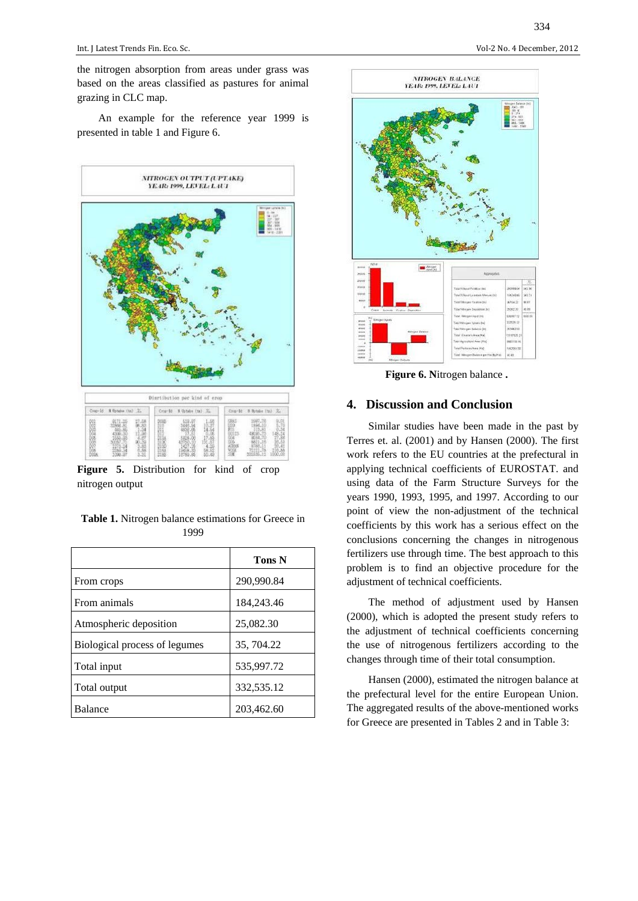the nitrogen absorption from areas under grass was based on the areas classified as pastures for animal grazing in CLC map.

An example for the reference year 1999 is presented in table 1 and Figure 6.

**Figure 5.** Distribution for kind of crop nitrogen output

**Table 1.** Nitrogen balance estimations for Greece in 1999

| | Tons N |
|---|---|
| From crops | 290,990.84 |
| From animals | 184,243.46 |
| Atmospheric deposition | 25,082.30 |
| Biological process of legumes | 35, 704.22 |
| Total input | 535,997.72 |
| Total output | 332,535.12 |
| Balance | 203,462.60 |

**Figure 6. N**itrogen balance **.**

## 4. Discussion and Conclusion

Similar studies have been made in the past by Terres et. al. (2001) and by Hansen (2000). The first work refers to the EU countries at the prefectural in applying technical coefficients of EUROSTAT. and using data of the Farm Structure Surveys for the years 1990, 1993, 1995, and 1997. According to our point of view the non-adjustment of the technical coefficients by this work has a serious effect on the conclusions concerning the changes in nitrogenous fertilizers use through time. The best approach to this problem is to find an objective procedure for the adjustment of technical coefficients.

The method of adjustment used by Hansen (2000), which is adopted the present study refers to the adjustment of technical coefficients concerning the use of nitrogenous fertilizers according to the changes through time of their total consumption.

Hansen (2000), estimated the nitrogen balance at the prefectural level for the entire European Union. The aggregated results of the above-mentioned works for Greece are presented in Tables 2 and in Table 3: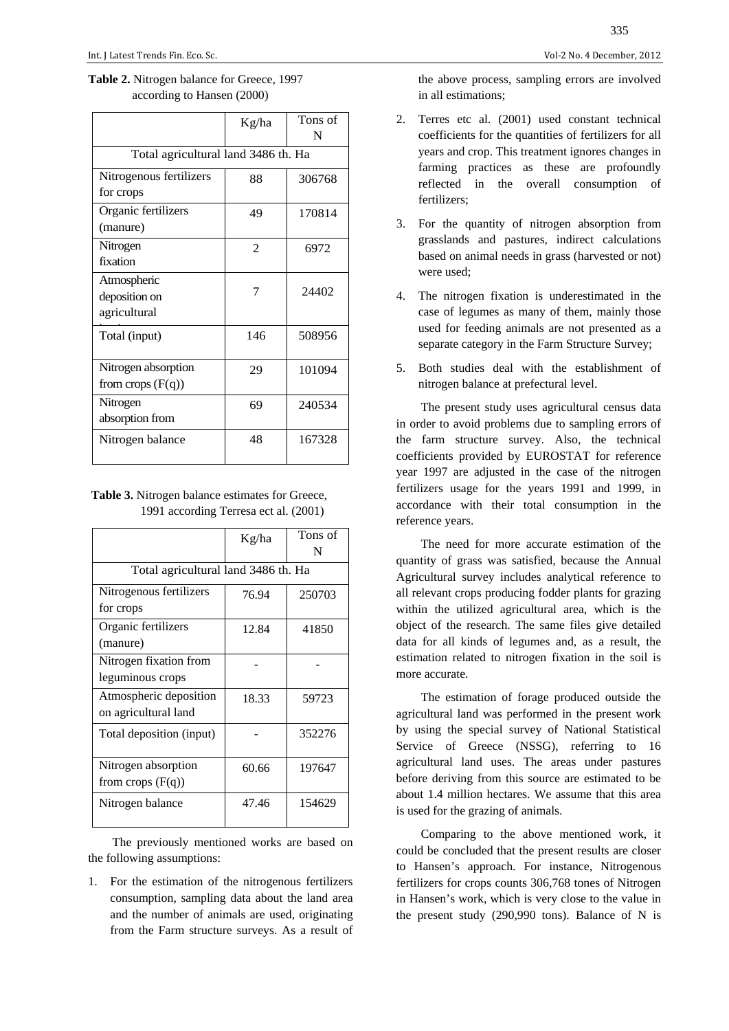**Table 2.** Nitrogen balance for Greece, 1997 according to Hansen (2000)

| | Kg/ha | Tons of N |
|---|---|---|
| Total agricultural land 3486 th. Ha | | |
| Nitrogenous fertilizers for crops | 88 | 306768 |
| Organic fertilizers (manure) | 49 | 170814 |
| Nitrogen fixation | 2 | 6972 |
| Atmospheric deposition on agricultural land | 7 | 24402 |
| Total (input) | 146 | 508956 |
| Nitrogen absorption from crops (F(q)) | 29 | 101094 |
| Nitrogen absorption from | 69 | 240534 |
| Nitrogen balance | 48 | 167328 |

**Table 3.** Nitrogen balance estimates for Greece, 1991 according Terresa ect al. (2001)

| | Kg/ha | Tons of N |
|---|---|---|
| Total agricultural land 3486 th. Ha | | |
| Nitrogenous fertilizers for crops | 76.94 | 250703 |
| Organic fertilizers (manure) | 12.84 | 41850 |
| Nitrogen fixation from leguminous crops | - | - |
| Atmospheric deposition on agricultural land | 18.33 | 59723 |
| Total deposition (input) | - | 352276 |
| Nitrogen absorption from crops (F(q)) | 60.66 | 197647 |
| Nitrogen balance | 47.46 | 154629 |

The previously mentioned works are based on the following assumptions:

1. For the estimation of the nitrogenous fertilizers consumption, sampling data about the land area and the number of animals are used, originating from the Farm structure surveys. As a result of the above process, sampling errors are involved in all estimations;
2. Terres etc al. (2001) used constant technical coefficients for the quantities of fertilizers for all years and crop. This treatment ignores changes in farming practices as these are profoundly reflected in the overall consumption of fertilizers;
3. For the quantity of nitrogen absorption from grasslands and pastures, indirect calculations based on animal needs in grass (harvested or not) were used;
4. The nitrogen fixation is underestimated in the case of legumes as many of them, mainly those used for feeding animals are not presented as a separate category in the Farm Structure Survey;
5. Both studies deal with the establishment of nitrogen balance at prefectural level.

The present study uses agricultural census data in order to avoid problems due to sampling errors of the farm structure survey. Also, the technical coefficients provided by EUROSTAT for reference year 1997 are adjusted in the case of the nitrogen fertilizers usage for the years 1991 and 1999, in accordance with their total consumption in the reference years.

The need for more accurate estimation of the quantity of grass was satisfied, because the Annual Agricultural survey includes analytical reference to all relevant crops producing fodder plants for grazing within the utilized agricultural area, which is the object of the research. The same files give detailed data for all kinds of legumes and, as a result, the estimation related to nitrogen fixation in the soil is more accurate.

The estimation of forage produced outside the agricultural land was performed in the present work by using the special survey of National Statistical Service of Greece (NSSG), referring to 16 agricultural land uses. The areas under pastures before deriving from this source are estimated to be about 1.4 million hectares. We assume that this area is used for the grazing of animals.

Comparing to the above mentioned work, it could be concluded that the present results are closer to Hansen's approach. For instance, Nitrogenous fertilizers for crops counts 306,768 tones of Nitrogen in Hansen's work, which is very close to the value in the present study (290,990 tons). Balance of N is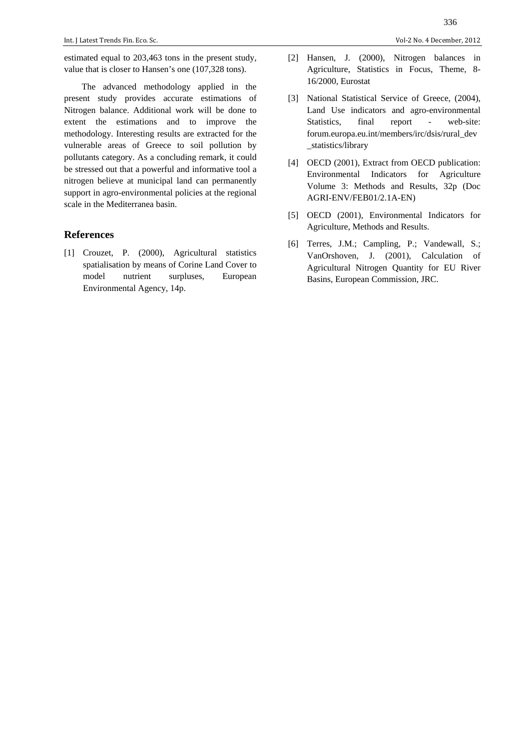estimated equal to 203,463 tons in the present study, value that is closer to Hansen's one (107,328 tons).

The advanced methodology applied in the present study provides accurate estimations of Nitrogen balance. Additional work will be done to extent the estimations and to improve the methodology. Interesting results are extracted for the vulnerable areas of Greece to soil pollution by pollutants category. As a concluding remark, it could be stressed out that a powerful and informative tool a nitrogen believe at municipal land can permanently support in agro-environmental policies at the regional scale in the Mediterranea basin.

## References

[1] Crouzet, P. (2000), Agricultural statistics spatialisation by means of Corine Land Cover to model nutrient surpluses, European Environmental Agency, 14p.

[2] Hansen, J. (2000), Nitrogen balances in Agriculture, Statistics in Focus, Theme, 8-16/2000, Eurostat

[3] National Statistical Service of Greece, (2004), Land Use indicators and agro-environmental Statistics, final report - web-site: forum.europa.eu.int/members/irc/dsis/rural_dev_statistics/library

[4] OECD (2001), Extract from OECD publication: Environmental Indicators for Agriculture Volume 3: Methods and Results, 32p (Doc AGRI-ENV/FEB01/2.1A-EN)

[5] OECD (2001), Environmental Indicators for Agriculture, Methods and Results.

[6] Terres, J.M.; Campling, P.; Vandewall, S.; VanOrshoven, J. (2001), Calculation of Agricultural Nitrogen Quantity for EU River Basins, European Commission, JRC.